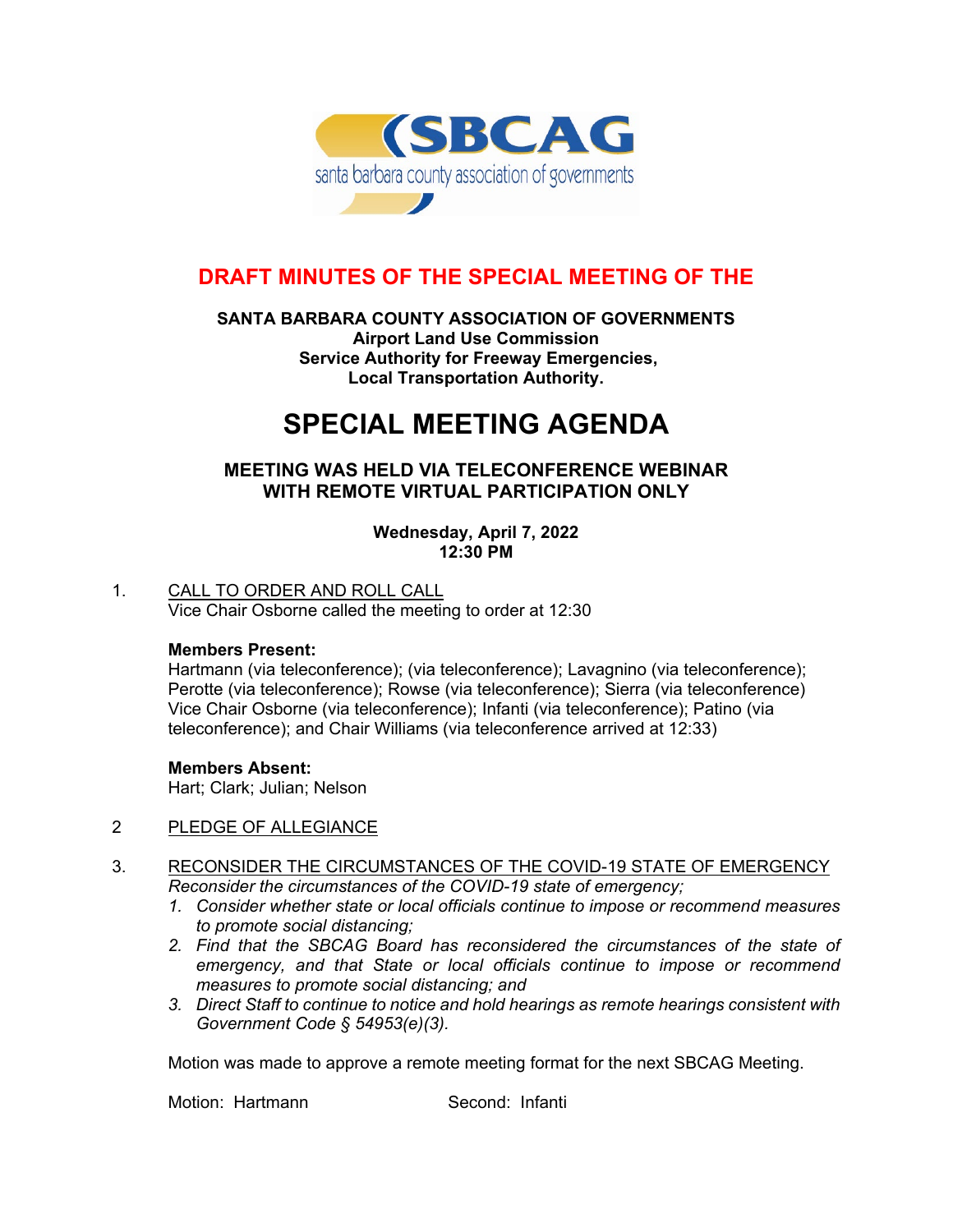SBCAG

santa barbara county association of governments

# DRAFT MINUTES OF THE SPECIAL MEETING OF THE

**SANTA BARBARA COUNTY ASSOCIATION OF GOVERNMENTS**
**Airport Land Use Commission**
**Service Authority for Freeway Emergencies,**
**Local Transportation Authority.**

# SPECIAL MEETING AGENDA

## MEETING WAS HELD VIA TELECONFERENCE WEBINAR WITH REMOTE VIRTUAL PARTICIPATION ONLY

**Wednesday, April 7, 2022**
**12:30 PM**

1. CALL TO ORDER AND ROLL CALL
   Vice Chair Osborne called the meeting to order at 12:30

   **Members Present:**
   Hartmann (via teleconference); (via teleconference); Lavagnino (via teleconference); Perotte (via teleconference); Rowse (via teleconference); Sierra (via teleconference) Vice Chair Osborne (via teleconference); Infanti (via teleconference); Patino (via teleconference); and Chair Williams (via teleconference arrived at 12:33)

   **Members Absent:**
   Hart; Clark; Julian; Nelson

2 PLEDGE OF ALLEGIANCE

3. RECONSIDER THE CIRCUMSTANCES OF THE COVID-19 STATE OF EMERGENCY
   *Reconsider the circumstances of the COVID-19 state of emergency;*
   1. *Consider whether state or local officials continue to impose or recommend measures to promote social distancing;*
   2. *Find that the SBCAG Board has reconsidered the circumstances of the state of emergency, and that State or local officials continue to impose or recommend measures to promote social distancing; and*
   3. *Direct Staff to continue to notice and hold hearings as remote hearings consistent with Government Code § 54953(e)(3).*

   Motion was made to approve a remote meeting format for the next SBCAG Meeting.

   Motion: Hartmann Second: Infanti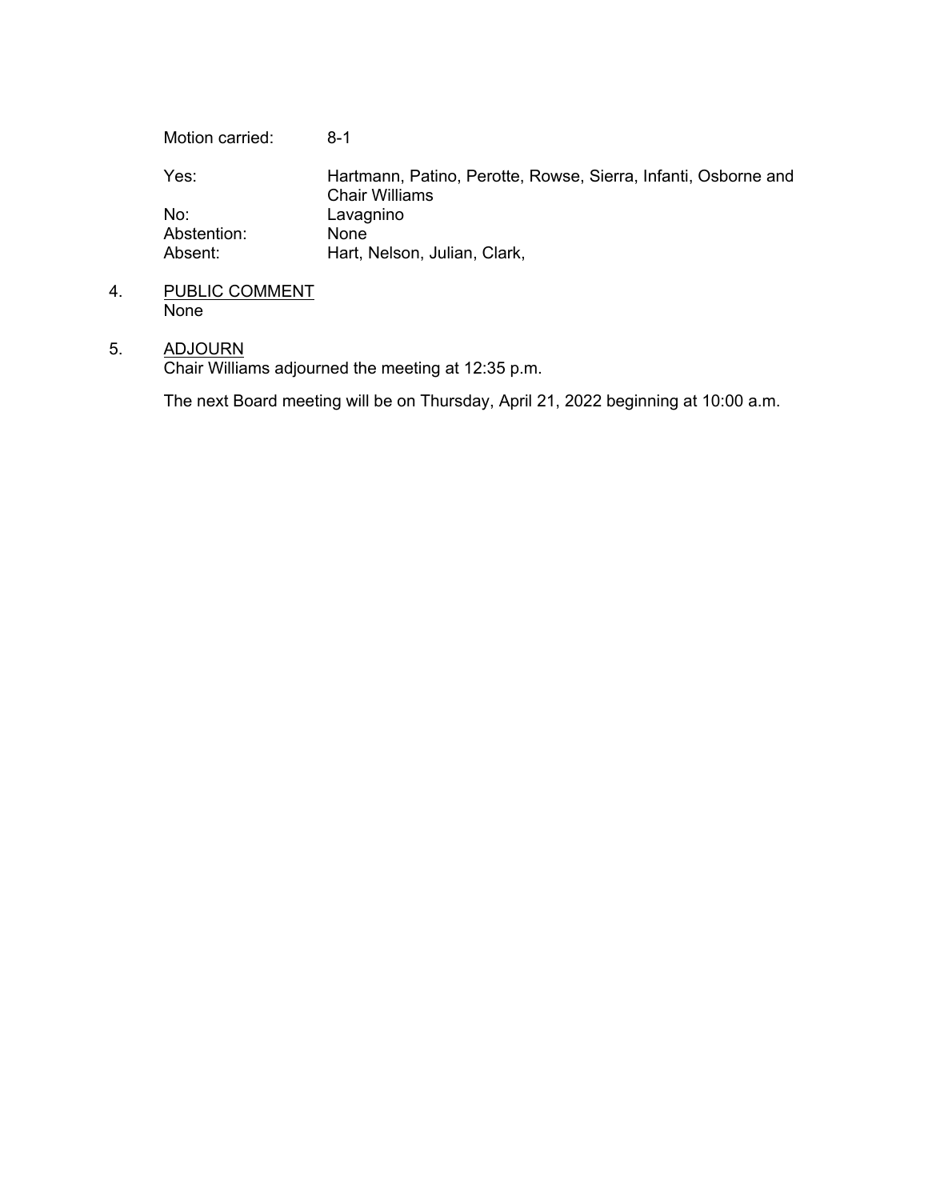Motion carried: 8-1

| | |
|---|---|
| Yes: | Hartmann, Patino, Perotte, Rowse, Sierra, Infanti, Osborne and Chair Williams |
| No: | Lavagnino |
| Abstention: | None |
| Absent: | Hart, Nelson, Julian, Clark, |

4. PUBLIC COMMENT

   None

5. ADJOURN

   Chair Williams adjourned the meeting at 12:35 p.m.

   The next Board meeting will be on Thursday, April 21, 2022 beginning at 10:00 a.m.